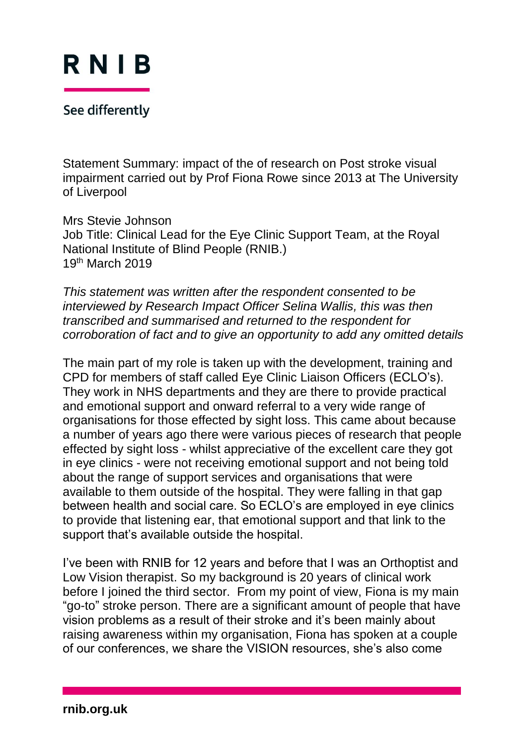# RNIB

See differently

Statement Summary: impact of the of research on Post stroke visual impairment carried out by Prof Fiona Rowe since 2013 at The University of Liverpool

Mrs Stevie Johnson
Job Title: Clinical Lead for the Eye Clinic Support Team, at the Royal National Institute of Blind People (RNIB.)
19th March 2019

*This statement was written after the respondent consented to be interviewed by Research Impact Officer Selina Wallis, this was then transcribed and summarised and returned to the respondent for corroboration of fact and to give an opportunity to add any omitted details*

The main part of my role is taken up with the development, training and CPD for members of staff called Eye Clinic Liaison Officers (ECLO's). They work in NHS departments and they are there to provide practical and emotional support and onward referral to a very wide range of organisations for those effected by sight loss. This came about because a number of years ago there were various pieces of research that people effected by sight loss - whilst appreciative of the excellent care they got in eye clinics - were not receiving emotional support and not being told about the range of support services and organisations that were available to them outside of the hospital. They were falling in that gap between health and social care. So ECLO's are employed in eye clinics to provide that listening ear, that emotional support and that link to the support that's available outside the hospital.

I've been with RNIB for 12 years and before that I was an Orthoptist and Low Vision therapist. So my background is 20 years of clinical work before I joined the third sector. From my point of view, Fiona is my main "go-to" stroke person. There are a significant amount of people that have vision problems as a result of their stroke and it's been mainly about raising awareness within my organisation, Fiona has spoken at a couple of our conferences, we share the VISION resources, she's also come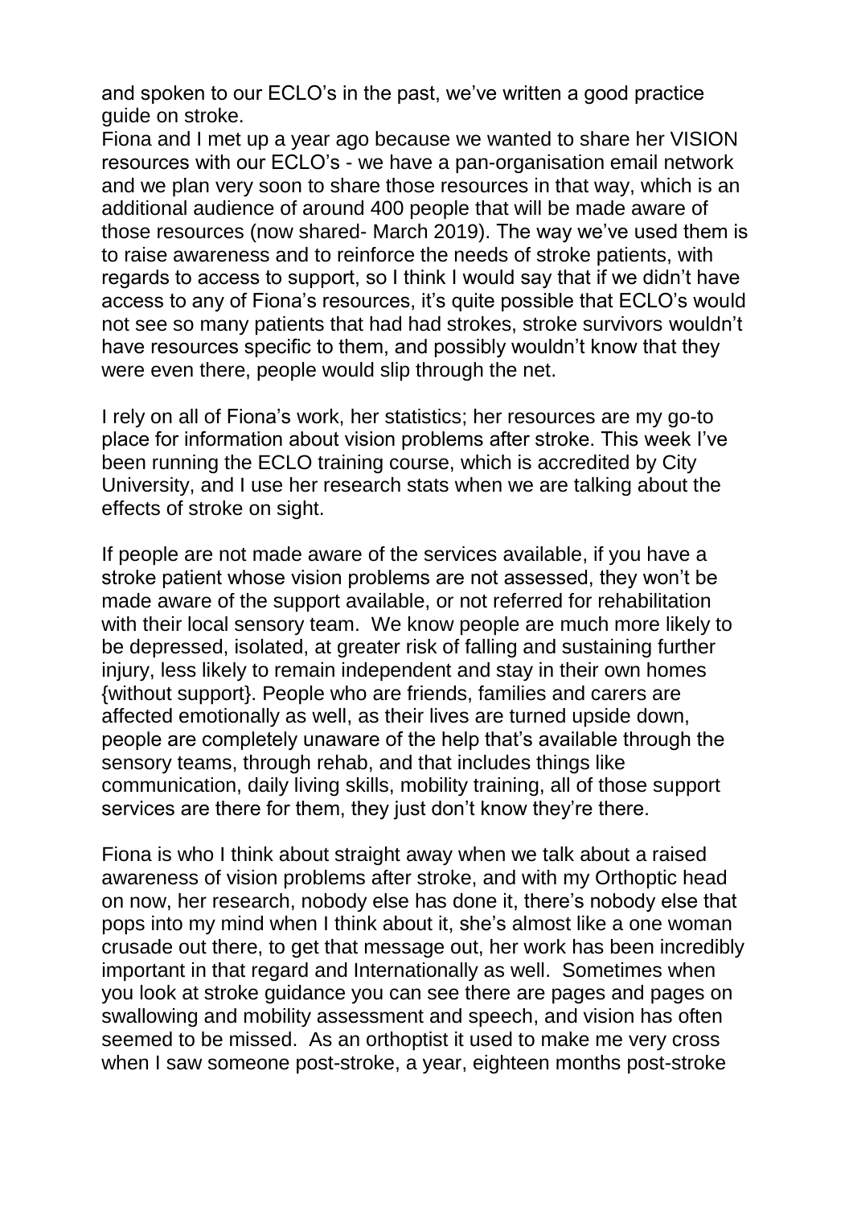and spoken to our ECLO's in the past, we've written a good practice guide on stroke.

Fiona and I met up a year ago because we wanted to share her VISION resources with our ECLO's - we have a pan-organisation email network and we plan very soon to share those resources in that way, which is an additional audience of around 400 people that will be made aware of those resources (now shared- March 2019). The way we've used them is to raise awareness and to reinforce the needs of stroke patients, with regards to access to support, so I think I would say that if we didn't have access to any of Fiona's resources, it's quite possible that ECLO's would not see so many patients that had had strokes, stroke survivors wouldn't have resources specific to them, and possibly wouldn't know that they were even there, people would slip through the net.

I rely on all of Fiona's work, her statistics; her resources are my go-to place for information about vision problems after stroke. This week I've been running the ECLO training course, which is accredited by City University, and I use her research stats when we are talking about the effects of stroke on sight.

If people are not made aware of the services available, if you have a stroke patient whose vision problems are not assessed, they won't be made aware of the support available, or not referred for rehabilitation with their local sensory team. We know people are much more likely to be depressed, isolated, at greater risk of falling and sustaining further injury, less likely to remain independent and stay in their own homes {without support}. People who are friends, families and carers are affected emotionally as well, as their lives are turned upside down, people are completely unaware of the help that's available through the sensory teams, through rehab, and that includes things like communication, daily living skills, mobility training, all of those support services are there for them, they just don't know they're there.

Fiona is who I think about straight away when we talk about a raised awareness of vision problems after stroke, and with my Orthoptic head on now, her research, nobody else has done it, there's nobody else that pops into my mind when I think about it, she's almost like a one woman crusade out there, to get that message out, her work has been incredibly important in that regard and Internationally as well. Sometimes when you look at stroke guidance you can see there are pages and pages on swallowing and mobility assessment and speech, and vision has often seemed to be missed. As an orthoptist it used to make me very cross when I saw someone post-stroke, a year, eighteen months post-stroke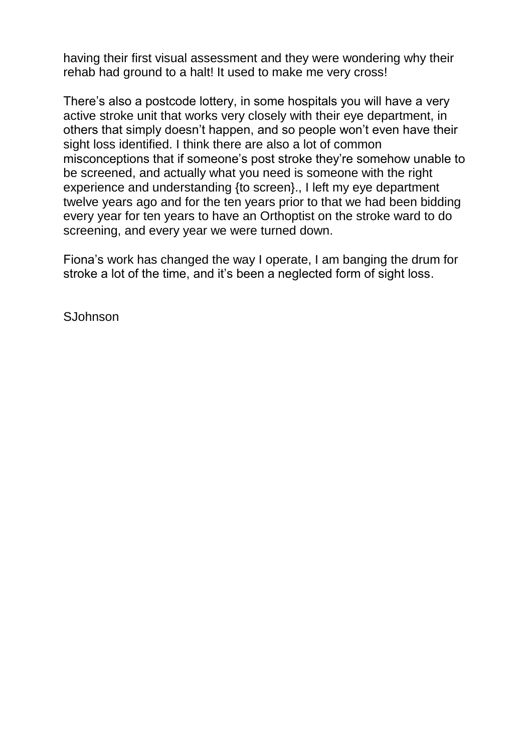having their first visual assessment and they were wondering why their rehab had ground to a halt! It used to make me very cross!

There’s also a postcode lottery, in some hospitals you will have a very active stroke unit that works very closely with their eye department, in others that simply doesn’t happen, and so people won’t even have their sight loss identified. I think there are also a lot of common misconceptions that if someone’s post stroke they’re somehow unable to be screened, and actually what you need is someone with the right experience and understanding {to screen}., I left my eye department twelve years ago and for the ten years prior to that we had been bidding every year for ten years to have an Orthoptist on the stroke ward to do screening, and every year we were turned down.

Fiona’s work has changed the way I operate, I am banging the drum for stroke a lot of the time, and it’s been a neglected form of sight loss.

SJohnson